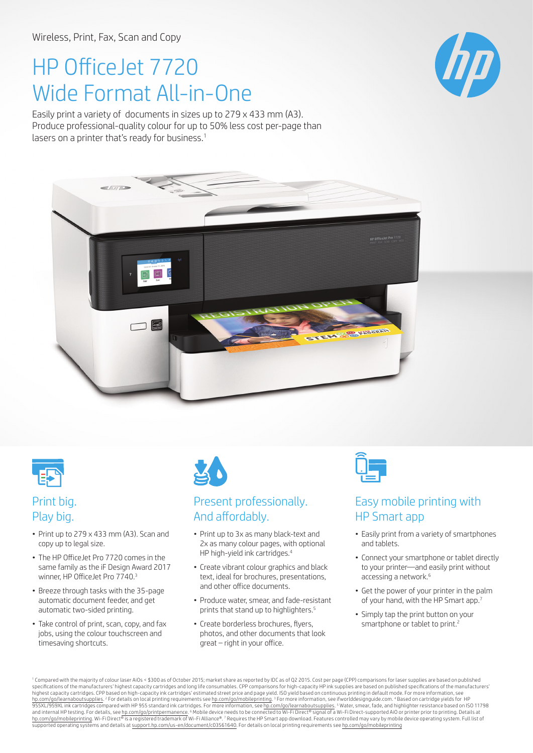Wireless, Print, Fax, Scan and Copy

# HP OfficeJet 7720 Wide Format All-in-One

Easily print a variety of documents in sizes up to 279 x 433 mm (A3). Produce professional-quality colour for up to 50% less cost per-page than lasers on a printer that's ready for business.[1]

## Print big. Play big.

- Print up to 279 x 433 mm (A3). Scan and copy up to legal size.
- The HP OfficeJet Pro 7720 comes in the same family as the iF Design Award 2017 winner, HP OfficeJet Pro 7740.[3]
- Breeze through tasks with the 35-page automatic document feeder, and get automatic two-sided printing.
- Take control of print, scan, copy, and fax jobs, using the colour touchscreen and timesaving shortcuts.

## Present professionally. And affordably.

- Print up to 3x as many black-text and 2x as many colour pages, with optional HP high-yield ink cartridges.[4]
- Create vibrant colour graphics and black text, ideal for brochures, presentations, and other office documents.
- Produce water, smear, and fade-resistant prints that stand up to highlighters.[5]
- Create borderless brochures, flyers, photos, and other documents that look great – right in your office.

## Easy mobile printing with HP Smart app

- Easily print from a variety of smartphones and tablets.
- Connect your smartphone or tablet directly to your printer—and easily print without accessing a network.[6]
- Get the power of your printer in the palm of your hand, with the HP Smart app.[7]
- Simply tap the print button on your smartphone or tablet to print.[2]

[1] Compared with the majority of colour laser AiOs < $300 as of October 2015; market share as reported by IDC as of Q2 2015. Cost per page (CPP) comparisons for laser supplies are based on published specifications of the manufacturers' highest capacity cartridges and long life consumables. CPP comparisons for high-capacity HP ink supplies are based on published specifications of the manufacturers' highest capacity cartridges. CPP based on high-capacity ink cartridges' estimated street price and page yield. ISO yield based on continuous printing in default mode. For more information, see hp.com/go/learnaboutsupplies. [2] For details on local printing requirements see hp.com/go/mobileprinting. [3] For more information, see ifworlddesignguide.com. [4] Based on cartridge yields for HP 955XL/959XL ink cartridges compared with HP 955 standard ink cartridges. For more information, see hp.com/go/learnaboutsupplies. [5] Water, smear, fade, and highlighter resistance based on ISO 11798 and internal HP testing. For details, see hp.com/go/printpermanence. [6] Mobile device needs to be connected to Wi-Fi Direct® signal of a Wi-Fi Direct-supported AiO or printer prior to printing. Details at hp.com/go/mobileprinting. Wi-Fi Direct® is a registered trademark of Wi-Fi Alliance®. [7] Requires the HP Smart app download. Features controlled may vary by mobile device operating system. Full list of supported operating systems and details at support.hp.com/us-en/document/c03561640. For details on local printing requirements see hp.com/go/mobileprinting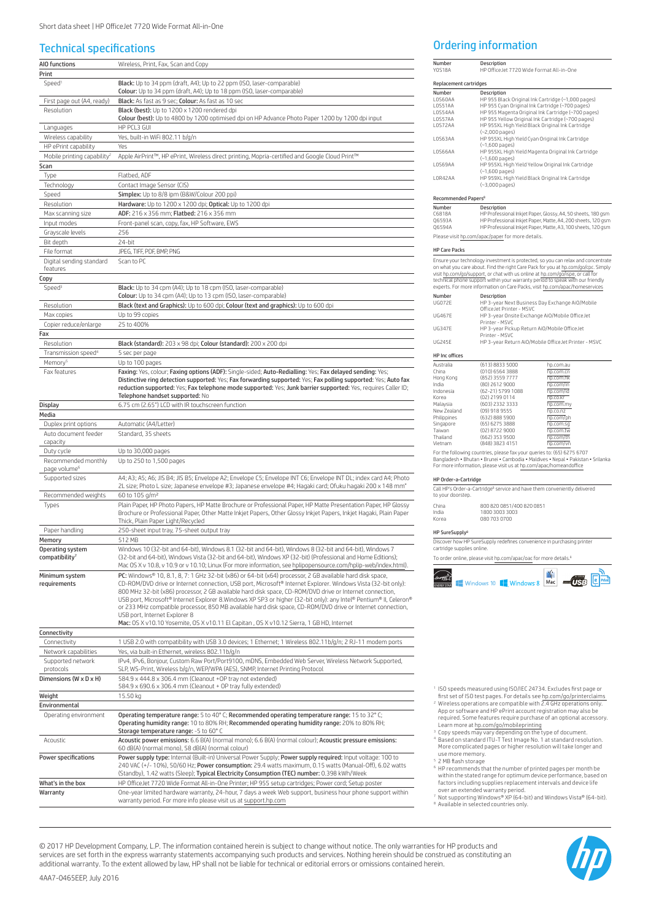## Technical specifications

| | |
|---|---|
| **AIO functions** | Wireless, Print, Fax, Scan and Copy |
| **Print** | |
| Speed[1] | **Black:** Up to 34 ppm (draft, A4); Up to 22 ppm (ISO, laser-comparable)<br>**Colour:** Up to 34 ppm (draft, A4); Up to 18 ppm (ISO, laser-comparable) |
| First page out (A4, ready) | **Black:** As fast as 9 sec; **Colour:** As fast as 10 sec |
| Resolution | **Black (best):** Up to 1200 x 1200 rendered dpi<br>**Colour (best):** Up to 4800 by 1200 optimised dpi on HP Advance Photo Paper 1200 by 1200 dpi input |
| Languages | HP PCL3 GUI |
| Wireless capability | Yes, built-in WiFi 802.11 b/g/n |
| HP ePrint capability | Yes |
| Mobile printing capability[2] | Apple AirPrint™, HP ePrint, Wireless direct printing, Mopria-certified and Google Cloud Print™ |
| **Scan** | |
| Type | Flatbed, ADF |
| Technology | Contact Image Sensor (CIS) |
| Speed | **Simplex:** Up to 8/8 ipm (B&W/Colour 200 ppi) |
| Resolution | **Hardware:** Up to 1200 x 1200 dpi; **Optical:** Up to 1200 dpi |
| Max scanning size | **ADF:** 216 x 356 mm; **Flatbed:** 216 x 356 mm |
| Input modes | Front-panel scan, copy, fax, HP Software, EWS |
| Grayscale levels | 256 |
| Bit depth | 24-bit |
| File format | JPEG, TIFF, PDF, BMP, PNG |
| Digital sending standard features | Scan to PC |
| **Copy** | |
| Speed[3] | **Black:** Up to 34 cpm (A4); Up to 18 cpm (ISO, laser-comparable)<br>**Colour:** Up to 34 cpm (A4); Up to 13 cpm (ISO, laser-comparable) |
| Resolution | **Black (text and Graphics):** Up to 600 dpi; **Colour (text and graphics):** Up to 600 dpi |
| Max copies | Up to 99 copies |
| Copier reduce/enlarge | 25 to 400% |
| **Fax** | |
| Resolution | **Black (standard):** 203 x 98 dpi; **Colour (standard):** 200 x 200 dpi |
| Transmission speed[4] | 5 sec per page |
| Memory[5] | Up to 100 pages |
| Fax features | **Faxing:** Yes, colour; **Faxing options (ADF):** Single-sided; **Auto-Redialling:** Yes; **Fax delayed sending:** Yes; **Distinctive ring detection supported:** Yes; **Fax forwarding supported:** Yes; **Fax polling supported:** Yes; **Auto fax reduction supported:** Yes; **Fax telephone mode supported:** Yes; **Junk barrier supported:** Yes, requires Caller ID; **Telephone handset supported:** No |
| **Display** | 6.75 cm (2.65") LCD with IR touchscreen function |
| **Media** | |
| Duplex print options | Automatic (A4/Letter) |
| Auto document feeder capacity | Standard, 35 sheets |
| Duty cycle | Up to 30,000 pages |
| Recommended monthly page volume[6] | Up to 250 to 1,500 pages |
| Supported sizes | A4; A3; A5; A6; JIS B4; JIS B5; Envelope A2; Envelope C5; Envelope INT C6; Envelope INT DL; index card A4; Photo 2L size; Photo L size; Japanese envelope #3; Japanese envelope #4; Hagaki card; Ofuku hagaki 200 x 148 mm" |
| Recommended weights | 60 to 105 g/m² |
| Types | Plain Paper, HP Photo Papers, HP Matte Brochure or Professional Paper, HP Matte Presentation Paper, HP Glossy Brochure or Professional Paper, Other Matte Inkjet Papers, Other Glossy Inkjet Papers, Inkjet Hagaki, Plain Paper Thick, Plain Paper Light/Recycled |
| Paper handling | 250-sheet input tray, 75-sheet output tray |
| **Memory** | 512 MB |
| **Operating system compatibility**[7] | Windows 10 (32-bit and 64-bit), Windows 8.1 (32-bit and 64-bit), Windows 8 (32-bit and 64-bit), Windows 7 (32-bit and 64-bit), Windows Vista (32-bit and 64-bit), Windows XP (32-bit) (Professional and Home Editions); Mac OS X v 10.8, v 10.9 or v 10.10; Linux (For more information, see hplipopensource.com/hplip-web/index.html). |
| **Minimum system requirements** | **PC:** Windows® 10, 8.1, 8, 7: 1 GHz 32-bit (x86) or 64-bit (x64) processor, 2 GB available hard disk space, CD-ROM/DVD drive or Internet connection, USB port, Microsoft® Internet Explorer. Windows Vista (32-bit only): 800 MHz 32-bit (x86) processor, 2 GB available hard disk space, CD-ROM/DVD drive or Internet connection, USB port, Microsoft® Internet Explorer 8.Windows XP SP3 or higher (32-bit only): any Intel® Pentium® II, Celeron® or 233 MHz compatible processor, 850 MB available hard disk space, CD-ROM/DVD drive or Internet connection, USB port, Internet Explorer 8<br>**Mac:** OS X v10.10 Yosemite, OS X v10.11 El Capitan , OS X v10.12 Sierra, 1 GB HD, Internet |
| **Connectivity** | |
| Connectivity | 1 USB 2.0 with compatibility with USB 3.0 devices; 1 Ethernet; 1 Wireless 802.11b/g/n; 2 RJ-11 modem ports |
| Network capabilities | Yes, via built-in Ethernet, wireless 802.11b/g/n |
| Supported network protocols | IPv4, IPv6, Bonjour, Custom Raw Port/Port9100, mDNS, Embedded Web Server, Wireless Network Supported, SLP, WS-Print, Wireless b/g/n, WEP/WPA (AES), SNMP, Internet Printing Protocol |
| **Dimensions (W x D x H)** | 584.9 x 444.8 x 306.4 mm (Cleanout +OP tray not extended)<br>584.9 x 690.6 x 306.4 mm (Cleanout + OP tray fully extended) |
| **Weight** | 15.50 kg |
| **Environmental** | |
| Operating environment | **Operating temperature range:** 5 to 40° C; **Recommended operating temperature range:** 15 to 32° C; **Operating humidity range:** 10 to 80% RH; **Recommended operating humidity range:** 20% to 80% RH; **Storage temperature range:** -5 to 60° C |
| Acoustic | **Acoustic power emissions:** 6.6 B(A) (normal mono); 6.6 B(A) (normal colour); **Acoustic pressure emissions:** 60 dB(A) (normal mono), 58 dB(A) (normal colour) |
| **Power specifications** | **Power supply type:** Internal (Built-in) Universal Power Supply; **Power supply required:** Input voltage: 100 to 240 VAC (+/- 10%), 50/60 Hz; **Power consumption:** 29.4 watts maximum, 0.15 watts (Manual-Off), 6.02 watts (Standby), 1.42 watts (Sleep); **Typical Electricity Consumption (TEC) number:** 0.398 kWh/Week |
| **What's in the box** | HP OfficeJet 7720 Wide Format All-in-One Printer; HP 955 setup cartridges; Power cord; Setup poster |
| **Warranty** | One-year limited hardware warranty, 24-hour, 7 days a week Web support, business hour phone support within warranty period. For more info please visit us at support.hp.com |

## Ordering information

| Number | Description |
|---|---|
| Y0S18A | HP OfficeJet 7720 Wide Format All-in-One |

### Replacement cartridges

| Number | Description |
|---|---|
| L0S60AA | HP 955 Black Original Ink Cartridge (~1,000 pages) |
| L0S51AA | HP 955 Cyan Original Ink Cartridge (~700 pages) |
| L0S54AA | HP 955 Magenta Original Ink Cartridge (~700 pages) |
| L0S57AA | HP 955 Yellow Original Ink Cartridge (~700 pages) |
| L0S72AA | HP 955XL High Yield Black Original Ink Cartridge (~2,000 pages) |
| L0S63AA | HP 955XL High Yield Cyan Original Ink Cartridge (~1,600 pages) |
| L0S66AA | HP 955XL High Yield Magenta Original Ink Cartridge (~1,600 pages) |
| L0S69AA | HP 955XL High Yield Yellow Original Ink Cartridge (~1,600 pages) |
| L0R42AA | HP 959XL High Yield Black Original Ink Cartridge (~3,000 pages) |

### Recommended Papers[8]

| Number | Description |
|---|---|
| C6818A | HP Professional Inkjet Paper, Glossy, A4, 50 sheets, 180 gsm |
| Q6593A | HP Professional Inkjet Paper, Matte, A4, 200 sheets, 120 gsm |
| Q6594A | HP Professional Inkjet Paper, Matte, A3, 100 sheets, 120 gsm |

Please visit hp.com/apac/paper for more details.

### HP Care Packs

Ensure your technology investment is protected, so you can relax and concentrate on what you care about. Find the right Care Pack for you at hp.com/go/cpc. Simply visit hp.com/go/support, or chat with us online at hp.com/go/ispe, or call for technical phone support within your warranty period to speak with our friendly experts. For more information on Care Packs, visit hp.com/apac/homeservices

| Number | Description |
|---|---|
| UG072E | HP 3-year Next Business Day Exchange AiO/Mobile OfficeJet Printer - MSVC |
| UG467E | HP 3-year Onsite Exchange AiO/Mobile OfficeJet Printer - MSVC |
| UG347E | HP 3-year Pickup Return AiO/Mobile OfficeJet Printer - MSVC |
| UG245E | HP 3-year Return AiO/Mobile OfficeJet Printer - MSVC |

### HP Inc offices

| | | |
|---|---|---|
| Australia | (613) 8833 5000 | hp.com.au |
| China | (010) 6564 3888 | hp.com.cn |
| Hong Kong | (852) 3559 7777 | hp.com.hk |
| India | (80) 2612 9000 | hp.com/in |
| Indonesia | (62-21) 5799 1088 | hp.com/id |
| Korea | (02) 2199 0114 | hp.co.kr |
| Malaysia | (603) 2332 3333 | hp.com.my |
| New Zealand | (09) 918 9555 | hp.co.nz |
| Philippines | (632) 888 5900 | hp.com/ph |
| Singapore | (65) 6275 3888 | hp.com.sg |
| Taiwan | (02) 8722 9000 | hp.com.tw |
| Thailand | (662) 353 9500 | hp.com/th |
| Vietnam | (848) 3823 4151 | hp.com/vn |

For the following countries, please fax your queries to: (65) 6275 6707
Bangladesh • Bhutan • Brunei • Cambodia • Maldives • Nepal • Pakistan • Srilanka
For more information, please visit us at hp.com/apac/homeandoffice

### HP Order-a-Cartridge

Call HP's Order-a-Cartridge[8] service and have them conveniently delivered to your doorstep.

| | |
|---|---|
| China | 800 820 0851/400 820 0851 |
| India | 1800 3003 3003 |
| Korea | 080 703 0700 |

### HP SureSupply[8]

Discover how HP SureSupply redefines convenience in purchasing printer cartridge supplies online.

To order online, please visit hp.com/apac/oac for more details.[8]

Windows 10 Windows 8 Mac USB

[1] ISO speeds measured using ISO/IEC 24734. Excludes first page or first set of ISO test pages. For details see hp.com/go/printerclaims
[2] Wireless operations are compatible with 2.4 GHz operations only. App or software and HP ePrint account registration may also be required. Some features require purchase of an optional accessory. Learn more at hp.com/go/mobileprinting
[3] Copy speeds may vary depending on the type of document.
[4] Based on standard ITU-T Test Image No. 1 at standard resolution. More complicated pages or higher resolution will take longer and use more memory.
[5] 2 MB flash storage
[6] HP recommends that the number of printed pages per month be within the stated range for optimum device performance, based on factors including supplies replacement intervals and device life over an extended warranty period.
[7] Not supporting Windows® XP (64-bit) and Windows Vista® (64-bit).
[8] Available in selected countries only.

© 2017 HP Development Company, L.P. The information contained herein is subject to change without notice. The only warranties for HP products and services are set forth in the express warranty statements accompanying such products and services. Nothing herein should be construed as constituting an additional warranty. To the extent allowed by law, HP shall not be liable for technical or editorial errors or omissions contained herein.

4AA7-0465EEP, July 2016